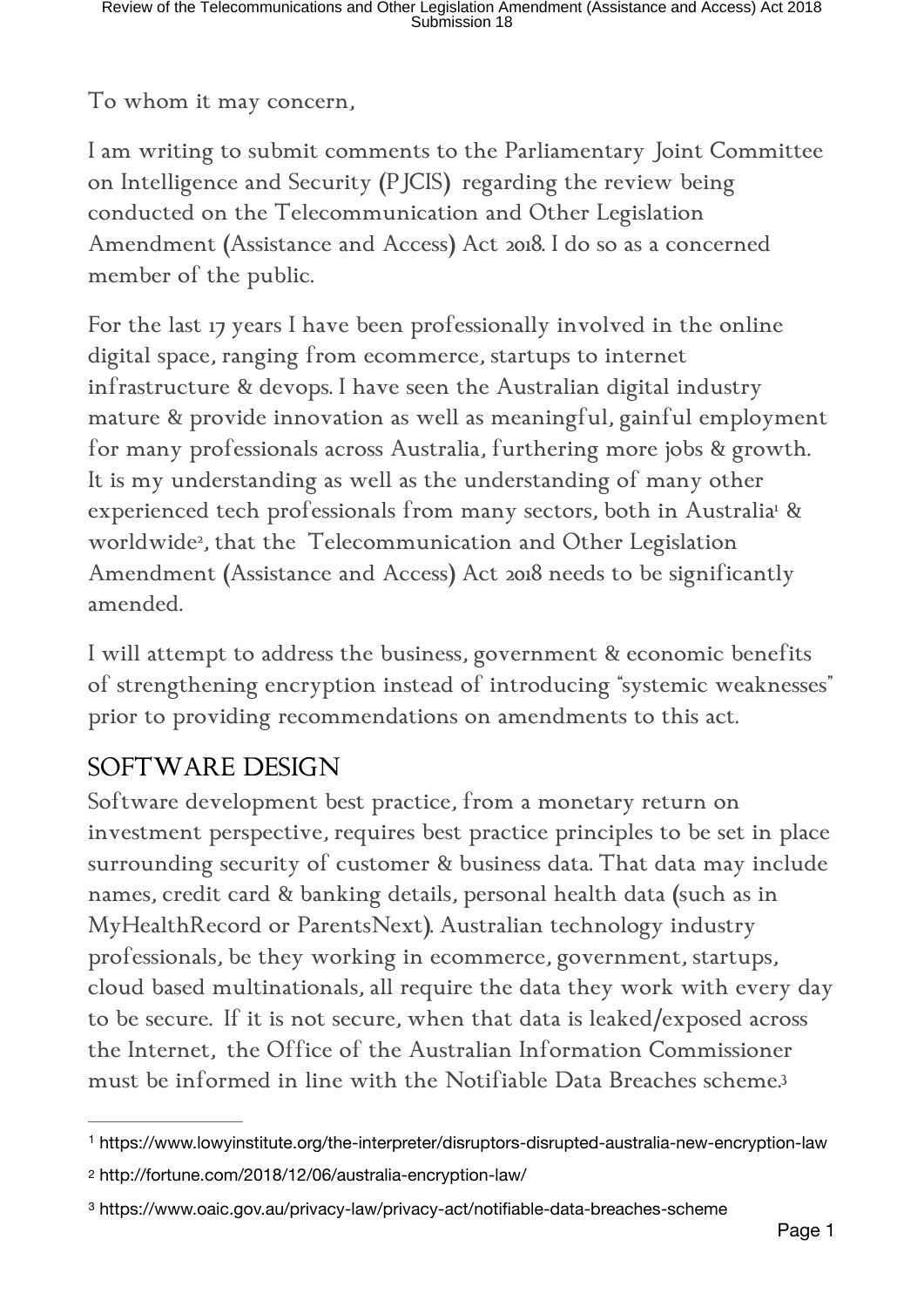To whom it may concern,

I am writing to submit comments to the Parliamentary Joint Committee on Intelligence and Security (PJCIS) regarding the review being conducted on the Telecommunication and Other Legislation Amendment (Assistance and Access) Act 2018. I do so as a concerned member of the public.

For the last 17 years I have been professionally involved in the online digital space, ranging from ecommerce, startups to internet infrastructure & devops. I have seen the Australian digital industry mature & provide innovation as well as meaningful, gainful employment for many professionals across Australia, furthering more jobs & growth. It is my understanding as well as the understanding of many other experienced tech professionals from many sectors, both in Australia[1] & worldwide[2], that the Telecommunication and Other Legislation Amendment (Assistance and Access) Act 2018 needs to be significantly amended.

I will attempt to address the business, government & economic benefits of strengthening encryption instead of introducing "systemic weaknesses" prior to providing recommendations on amendments to this act.

## SOFTWARE DESIGN

Software development best practice, from a monetary return on investment perspective, requires best practice principles to be set in place surrounding security of customer & business data. That data may include names, credit card & banking details, personal health data (such as in MyHealthRecord or ParentsNext). Australian technology industry professionals, be they working in ecommerce, government, startups, cloud based multinationals, all require the data they work with every day to be secure. If it is not secure, when that data is leaked/exposed across the Internet, the Office of the Australian Information Commissioner must be informed in line with the Notifiable Data Breaches scheme.[3]

---

[1] https://www.lowyinstitute.org/the-interpreter/disruptors-disrupted-australia-new-encryption-law

[2] http://fortune.com/2018/12/06/australia-encryption-law/

[3] https://www.oaic.gov.au/privacy-law/privacy-act/notifiable-data-breaches-scheme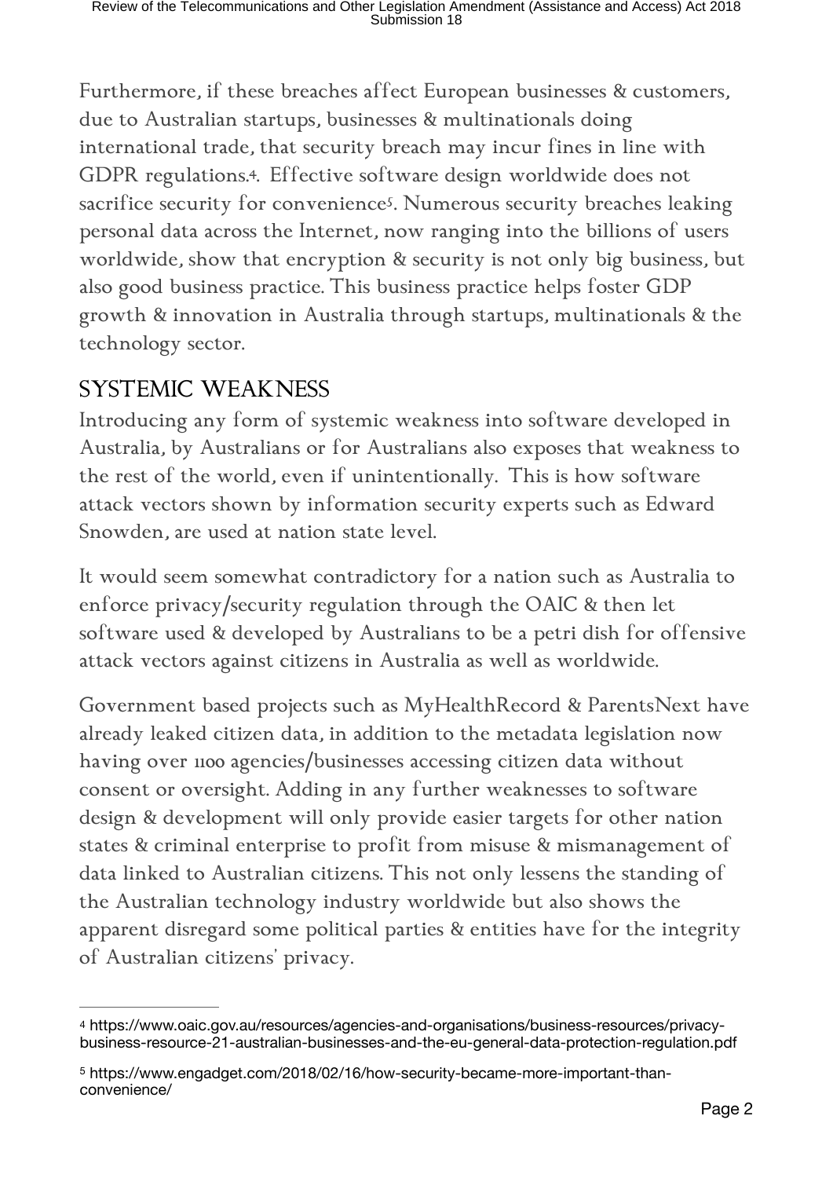Furthermore, if these breaches affect European businesses & customers, due to Australian startups, businesses & multinationals doing international trade, that security breach may incur fines in line with GDPR regulations.[4]. Effective software design worldwide does not sacrifice security for convenience[5]. Numerous security breaches leaking personal data across the Internet, now ranging into the billions of users worldwide, show that encryption & security is not only big business, but also good business practice. This business practice helps foster GDP growth & innovation in Australia through startups, multinationals & the technology sector.

## SYSTEMIC WEAKNESS

Introducing any form of systemic weakness into software developed in Australia, by Australians or for Australians also exposes that weakness to the rest of the world, even if unintentionally. This is how software attack vectors shown by information security experts such as Edward Snowden, are used at nation state level.

It would seem somewhat contradictory for a nation such as Australia to enforce privacy/security regulation through the OAIC & then let software used & developed by Australians to be a petri dish for offensive attack vectors against citizens in Australia as well as worldwide.

Government based projects such as MyHealthRecord & ParentsNext have already leaked citizen data, in addition to the metadata legislation now having over 1100 agencies/businesses accessing citizen data without consent or oversight. Adding in any further weaknesses to software design & development will only provide easier targets for other nation states & criminal enterprise to profit from misuse & mismanagement of data linked to Australian citizens. This not only lessens the standing of the Australian technology industry worldwide but also shows the apparent disregard some political parties & entities have for the integrity of Australian citizens' privacy.

---

[4] https://www.oaic.gov.au/resources/agencies-and-organisations/business-resources/privacy-business-resource-21-australian-businesses-and-the-eu-general-data-protection-regulation.pdf

[5] https://www.engadget.com/2018/02/16/how-security-became-more-important-than-convenience/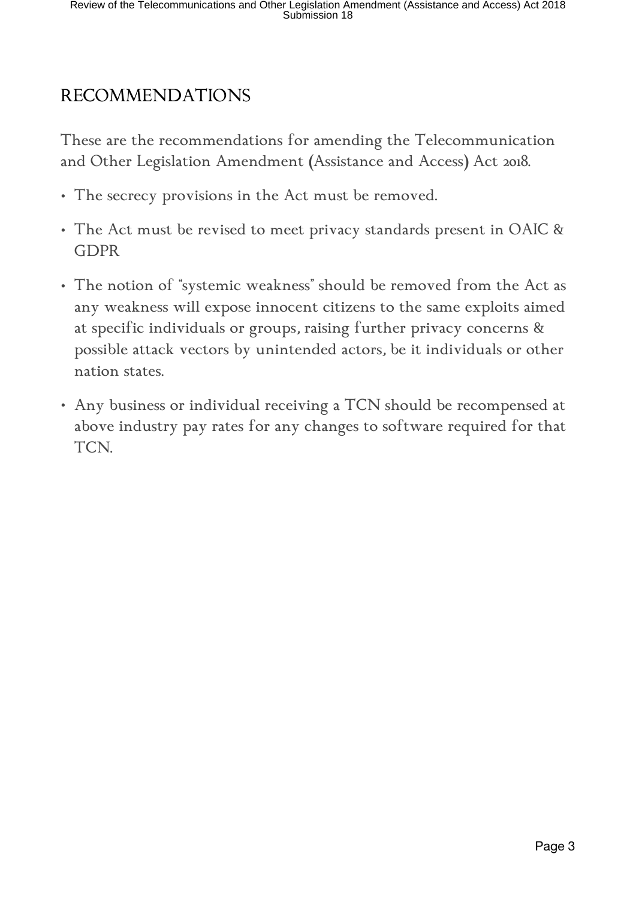# RECOMMENDATIONS

These are the recommendations for amending the Telecommunication and Other Legislation Amendment (Assistance and Access) Act 2018.

- The secrecy provisions in the Act must be removed.
- The Act must be revised to meet privacy standards present in OAIC & GDPR
- The notion of "systemic weakness" should be removed from the Act as any weakness will expose innocent citizens to the same exploits aimed at specific individuals or groups, raising further privacy concerns & possible attack vectors by unintended actors, be it individuals or other nation states.
- Any business or individual receiving a TCN should be recompensed at above industry pay rates for any changes to software required for that TCN.